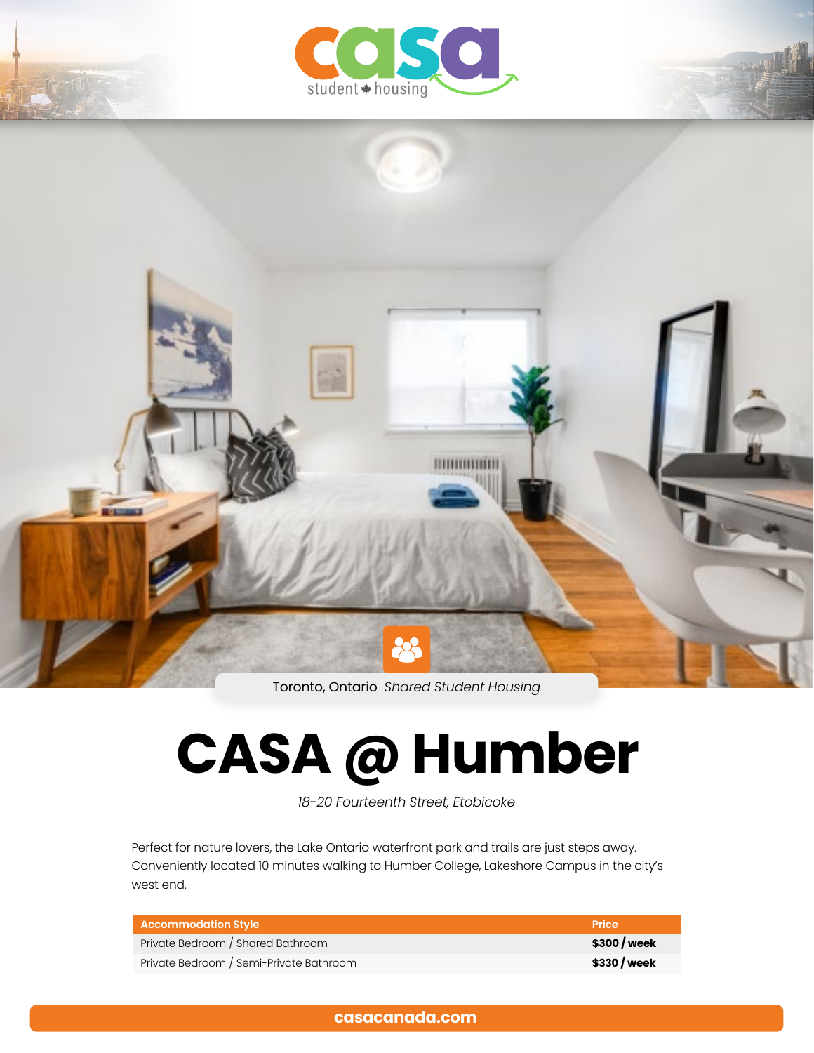casa student housing

Toronto, Ontario *Shared Student Housing*

# CASA @ Humber

*18-20 Fourteenth Street, Etobicoke*

Perfect for nature lovers, the Lake Ontario waterfront park and trails are just steps away. Conveniently located 10 minutes walking to Humber College, Lakeshore Campus in the city's west end.

| Accommodation Style | Price |
| --- | --- |
| Private Bedroom / Shared Bathroom | **$300 / week** |
| Private Bedroom / Semi-Private Bathroom | **$330 / week** |

**casacanada.com**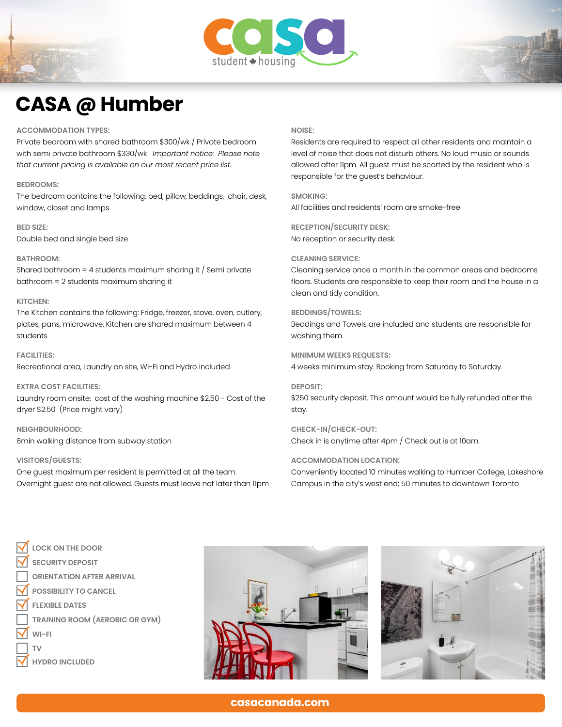# CASA @ Humber

**ACCOMMODATION TYPES:**
Private bedroom with shared bathroom $300/wk / Private bedroom with semi private bathroom $330/wk *Important notice: Please note that current pricing is available on our most recent price list.*

**BEDROOMS:**
The bedroom contains the following: bed, pillow, beddings, chair, desk, window, closet and lamps

**BED SIZE:**
Double bed and single bed size

**BATHROOM:**
Shared bathroom = 4 students maximum sharing it / Semi private bathroom = 2 students maximum sharing it

**KITCHEN:**
The Kitchen contains the following: Fridge, freezer, stove, oven, cutlery, plates, pans, microwave. Kitchen are shared maximum between 4 students

**FACILITIES:**
Recreational area, Laundry on site, Wi-Fi and Hydro included

**EXTRA COST FACILITIES:**
Laundry room onsite: cost of the washing machine $2.50 - Cost of the dryer $2.50 (Price might vary)

**NEIGHBOURHOOD:**
6min walking distance from subway station

**VISITORS/GUESTS:**
One guest maximum per resident is permitted at all the team. Overnight guest are not allowed. Guests must leave not later than 11pm

**NOISE:**
Residents are required to respect all other residents and maintain a level of noise that does not disturb others. No loud music or sounds allowed after 11pm. All guest must be scorted by the resident who is responsible for the guest's behaviour.

**SMOKING:**
All facilities and residents' room are smoke-free

**RECEPTION/SECURITY DESK:**
No reception or security desk.

**CLEANING SERVICE:**
Cleaning service once a month in the common areas and bedrooms floors. Students are responsible to keep their room and the house in a clean and tidy condition.

**BEDDINGS/TOWELS:**
Beddings and Towels are included and students are responsible for washing them.

**MINIMUM WEEKS REQUESTS:**
4 weeks minimum stay. Booking from Saturday to Saturday.

**DEPOSIT:**
$250 security deposit. This amount would be fully refunded after the stay.

**CHECK-IN/CHECK-OUT:**
Check in is anytime after 4pm / Check out is at 10am.

**ACCOMMODATION LOCATION:**
Conveniently located 10 minutes walking to Humber College, Lakeshore Campus in the city's west end; 50 minutes to downtown Toronto

- [x] LOCK ON THE DOOR
- [x] SECURITY DEPOSIT
- [ ] ORIENTATION AFTER ARRIVAL
- [x] POSSIBILITY TO CANCEL
- [x] FLEXIBLE DATES
- [ ] TRAINING ROOM (AEROBIC OR GYM)
- [x] WI-FI
- [ ] TV
- [x] HYDRO INCLUDED

casacanada.com